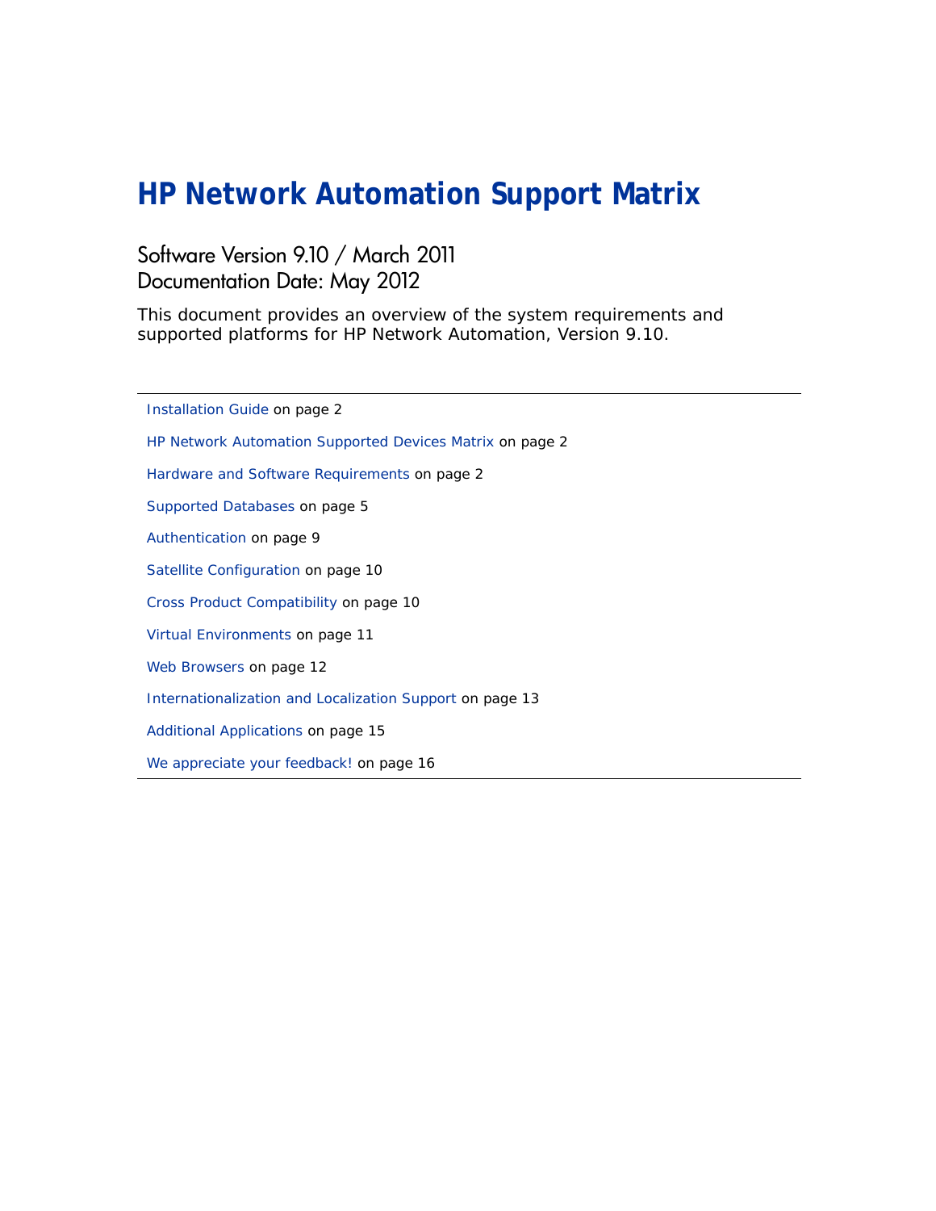# HP Network Automation Support Matrix

Software Version 9.10 / March 2011
Documentation Date: May 2012

This document provides an overview of the system requirements and supported platforms for HP Network Automation, Version 9.10.

---

Installation Guide on page 2

HP Network Automation Supported Devices Matrix on page 2

Hardware and Software Requirements on page 2

Supported Databases on page 5

Authentication on page 9

Satellite Configuration on page 10

Cross Product Compatibility on page 10

Virtual Environments on page 11

Web Browsers on page 12

Internationalization and Localization Support on page 13

Additional Applications on page 15

We appreciate your feedback! on page 16

---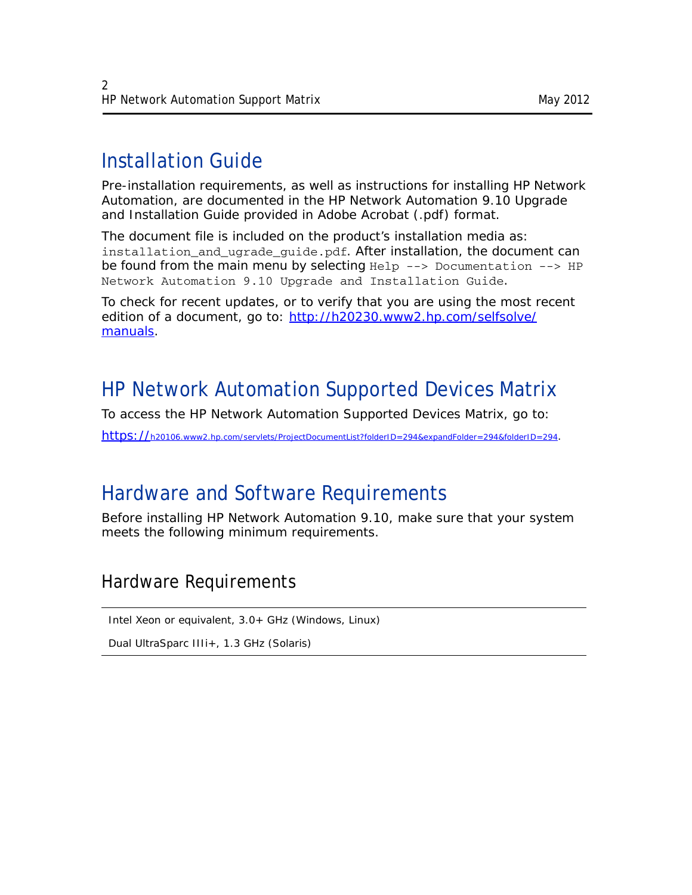## Installation Guide

Pre-installation requirements, as well as instructions for installing HP Network Automation, are documented in the HP Network Automation 9.10 Upgrade and Installation Guide provided in Adobe Acrobat (.pdf) format.

The document file is included on the product's installation media as: `installation_and_ugrade_guide.pdf`. After installation, the document can be found from the main menu by selecting `Help --> Documentation --> HP Network Automation 9.10 Upgrade and Installation Guide`.

To check for recent updates, or to verify that you are using the most recent edition of a document, go to: [http://h20230.www2.hp.com/selfsolve/manuals](http://h20230.www2.hp.com/selfsolve/manuals).

## HP Network Automation Supported Devices Matrix

To access the HP Network Automation Supported Devices Matrix, go to:

[https://h20106.www2.hp.com/servlets/ProjectDocumentList?folderID=294&expandFolder=294&folderID=294](https://h20106.www2.hp.com/servlets/ProjectDocumentList?folderID=294&expandFolder=294&folderID=294).

## Hardware and Software Requirements

Before installing HP Network Automation 9.10, make sure that your system meets the following minimum requirements.

### Hardware Requirements

| |
|---|
| Intel Xeon or equivalent, 3.0+ GHz (Windows, Linux) |
| Dual UltraSparc IIIi+, 1.3 GHz (Solaris) |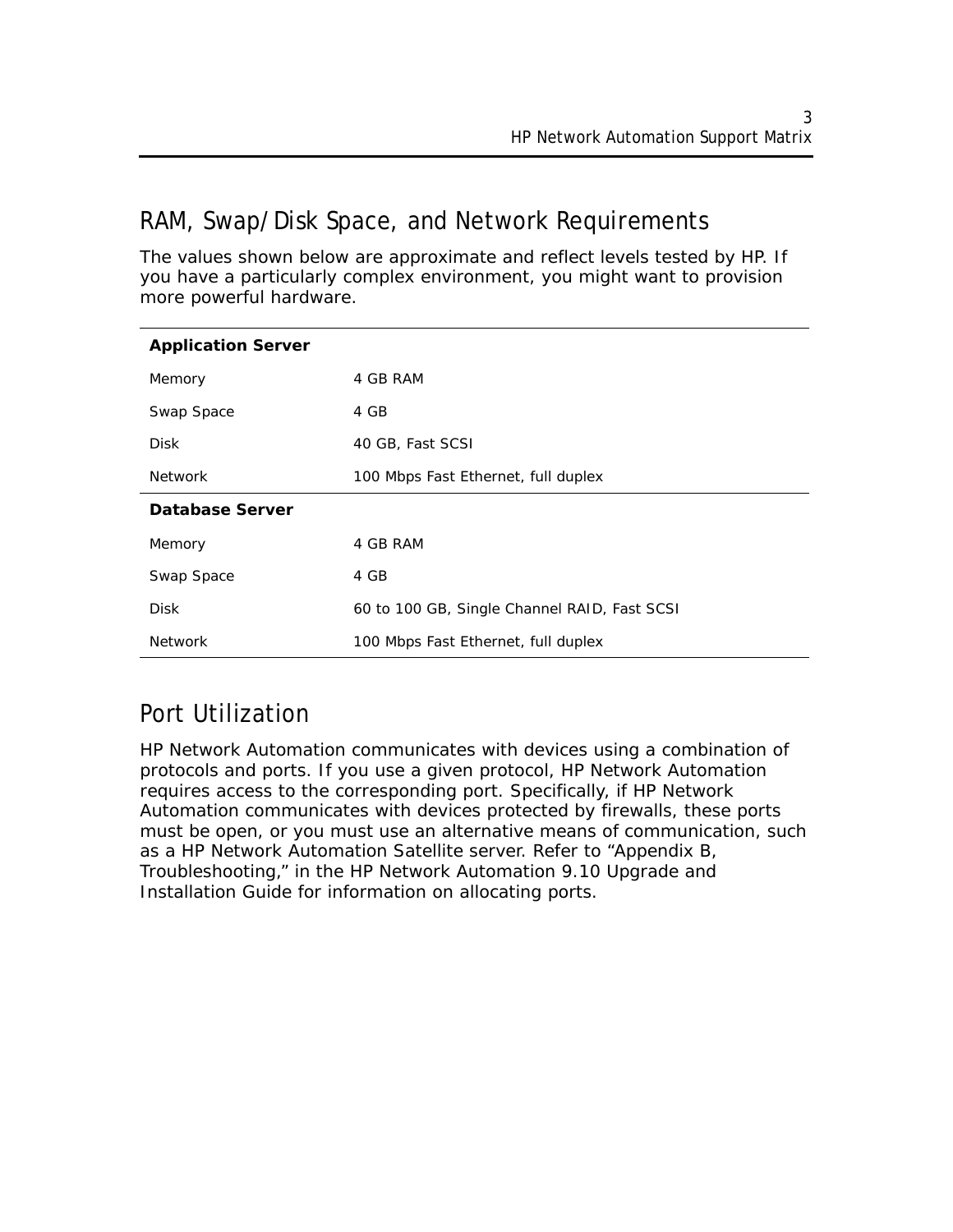## RAM, Swap/Disk Space, and Network Requirements

The values shown below are approximate and reflect levels tested by HP. If you have a particularly complex environment, you might want to provision more powerful hardware.

| **Application Server** | |
|---|---|
| Memory | 4 GB RAM |
| Swap Space | 4 GB |
| Disk | 40 GB, Fast SCSI |
| Network | 100 Mbps Fast Ethernet, full duplex |
| **Database Server** | |
| Memory | 4 GB RAM |
| Swap Space | 4 GB |
| Disk | 60 to 100 GB, Single Channel RAID, Fast SCSI |
| Network | 100 Mbps Fast Ethernet, full duplex |

## Port Utilization

HP Network Automation communicates with devices using a combination of protocols and ports. If you use a given protocol, HP Network Automation requires access to the corresponding port. Specifically, if HP Network Automation communicates with devices protected by firewalls, these ports must be open, or you must use an alternative means of communication, such as a HP Network Automation Satellite server. Refer to "Appendix B, Troubleshooting," in the HP Network Automation 9.10 Upgrade and Installation Guide for information on allocating ports.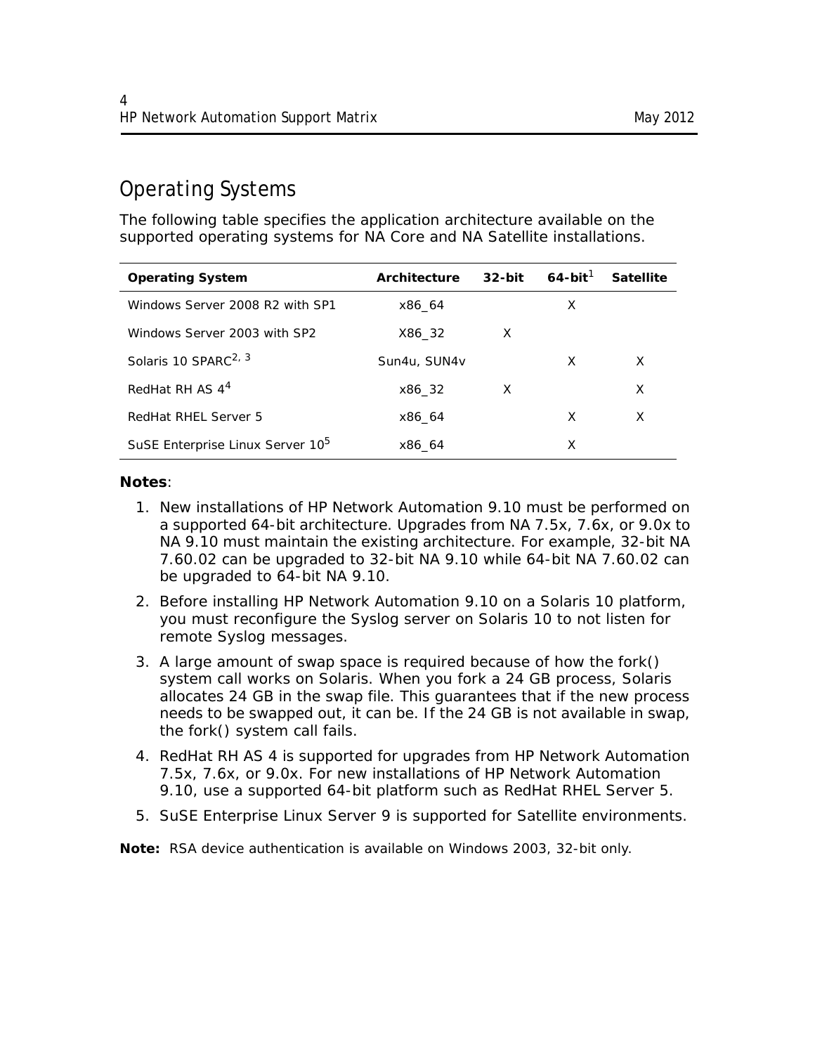## Operating Systems

The following table specifies the application architecture available on the supported operating systems for NA Core and NA Satellite installations.

| Operating System | Architecture | 32-bit | 64-bit[1] | Satellite |
|---|---|---|---|---|
| Windows Server 2008 R2 with SP1 | x86_64 | | X | |
| Windows Server 2003 with SP2 | X86_32 | X | | |
| Solaris 10 SPARC[2, 3] | Sun4u, SUN4v | | X | X |
| RedHat RH AS 4[4] | x86_32 | X | | X |
| RedHat RHEL Server 5 | x86_64 | | X | X |
| SuSE Enterprise Linux Server 10[5] | x86_64 | | X | |

**Notes**:

1. New installations of HP Network Automation 9.10 must be performed on a supported 64-bit architecture. Upgrades from NA 7.5x, 7.6x, or 9.0x to NA 9.10 must maintain the existing architecture. For example, 32-bit NA 7.60.02 can be upgraded to 32-bit NA 9.10 while 64-bit NA 7.60.02 can be upgraded to 64-bit NA 9.10.
2. Before installing HP Network Automation 9.10 on a Solaris 10 platform, you must reconfigure the Syslog server on Solaris 10 to not listen for remote Syslog messages.
3. A large amount of swap space is required because of how the fork() system call works on Solaris. When you fork a 24 GB process, Solaris allocates 24 GB in the swap file. This guarantees that if the new process needs to be swapped out, it can be. If the 24 GB is not available in swap, the fork() system call fails.
4. RedHat RH AS 4 is supported for upgrades from HP Network Automation 7.5x, 7.6x, or 9.0x. For new installations of HP Network Automation 9.10, use a supported 64-bit platform such as RedHat RHEL Server 5.
5. SuSE Enterprise Linux Server 9 is supported for Satellite environments.

**Note:** RSA device authentication is available on Windows 2003, 32-bit only.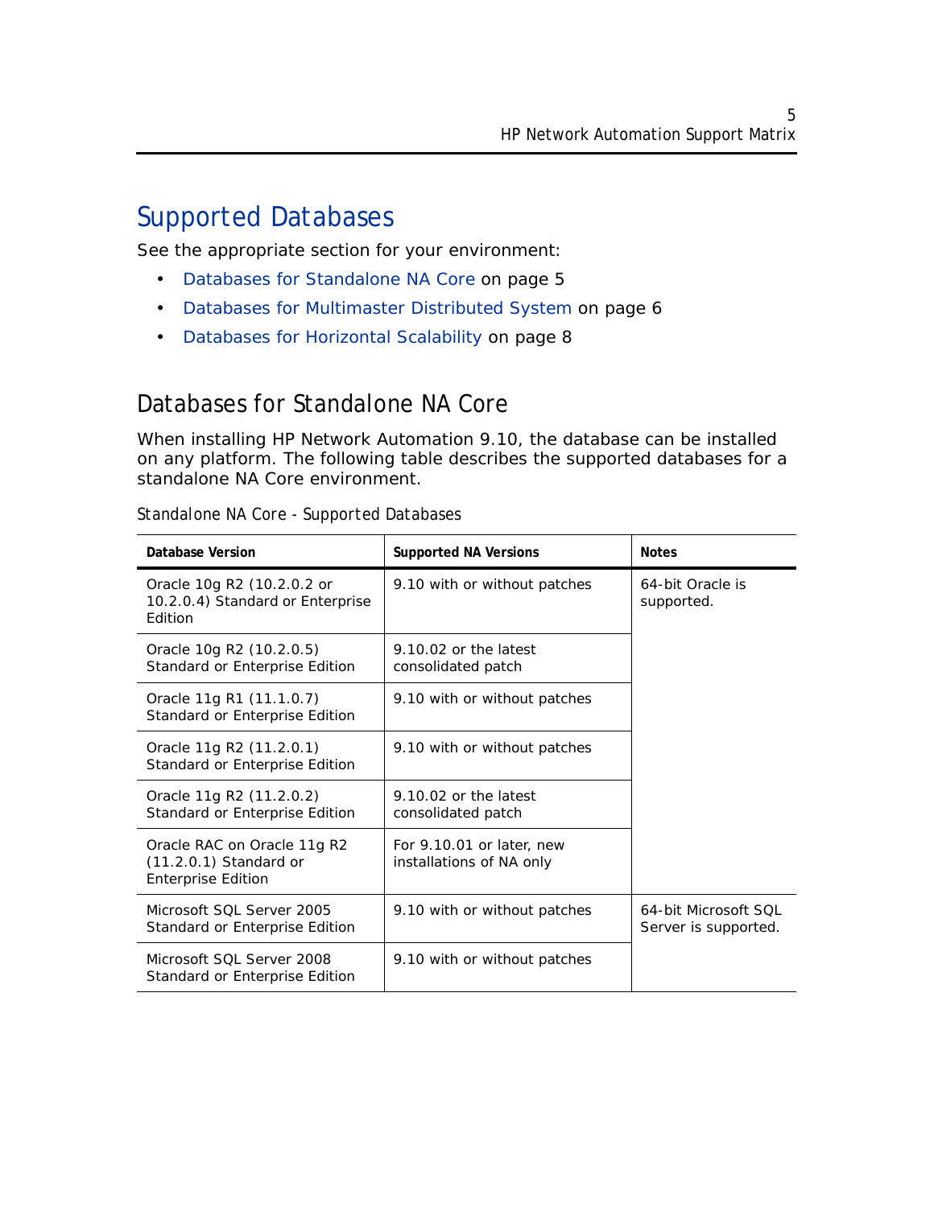# Supported Databases

See the appropriate section for your environment:

- Databases for Standalone NA Core on page 5
- Databases for Multimaster Distributed System on page 6
- Databases for Horizontal Scalability on page 8

## Databases for Standalone NA Core

When installing HP Network Automation 9.10, the database can be installed on any platform. The following table describes the supported databases for a standalone NA Core environment.

*Standalone NA Core - Supported Databases*

| Database Version | Supported NA Versions | Notes |
|---|---|---|
| Oracle 10g R2 (10.2.0.2 or 10.2.0.4) Standard or Enterprise Edition | 9.10 with or without patches | 64-bit Oracle is supported. |
| Oracle 10g R2 (10.2.0.5) Standard or Enterprise Edition | 9.10.02 or the latest consolidated patch | |
| Oracle 11g R1 (11.1.0.7) Standard or Enterprise Edition | 9.10 with or without patches | |
| Oracle 11g R2 (11.2.0.1) Standard or Enterprise Edition | 9.10 with or without patches | |
| Oracle 11g R2 (11.2.0.2) Standard or Enterprise Edition | 9.10.02 or the latest consolidated patch | |
| Oracle RAC on Oracle 11g R2 (11.2.0.1) Standard or Enterprise Edition | For 9.10.01 or later, new installations of NA only | |
| Microsoft SQL Server 2005 Standard or Enterprise Edition | 9.10 with or without patches | 64-bit Microsoft SQL Server is supported. |
| Microsoft SQL Server 2008 Standard or Enterprise Edition | 9.10 with or without patches | |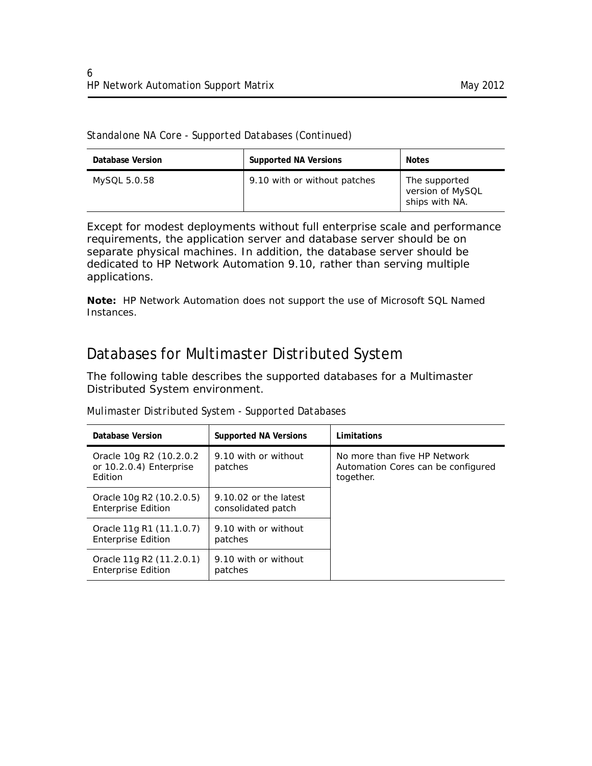*Standalone NA Core - Supported Databases (Continued)*

| Database Version | Supported NA Versions | Notes |
|---|---|---|
| MySQL 5.0.58 | 9.10 with or without patches | The supported version of MySQL ships with NA. |

Except for modest deployments without full enterprise scale and performance requirements, the application server and database server should be on separate physical machines. In addition, the database server should be dedicated to HP Network Automation 9.10, rather than serving multiple applications.

**Note:** HP Network Automation does not support the use of Microsoft SQL Named Instances.

## Databases for Multimaster Distributed System

The following table describes the supported databases for a Multimaster Distributed System environment.

*Mulimaster Distributed System - Supported Databases*

| Database Version | Supported NA Versions | Limitations |
|---|---|---|
| Oracle 10g R2 (10.2.0.2 or 10.2.0.4) Enterprise Edition | 9.10 with or without patches | No more than five HP Network Automation Cores can be configured together. |
| Oracle 10g R2 (10.2.0.5) Enterprise Edition | 9.10.02 or the latest consolidated patch | |
| Oracle 11g R1 (11.1.0.7) Enterprise Edition | 9.10 with or without patches | |
| Oracle 11g R2 (11.2.0.1) Enterprise Edition | 9.10 with or without patches | |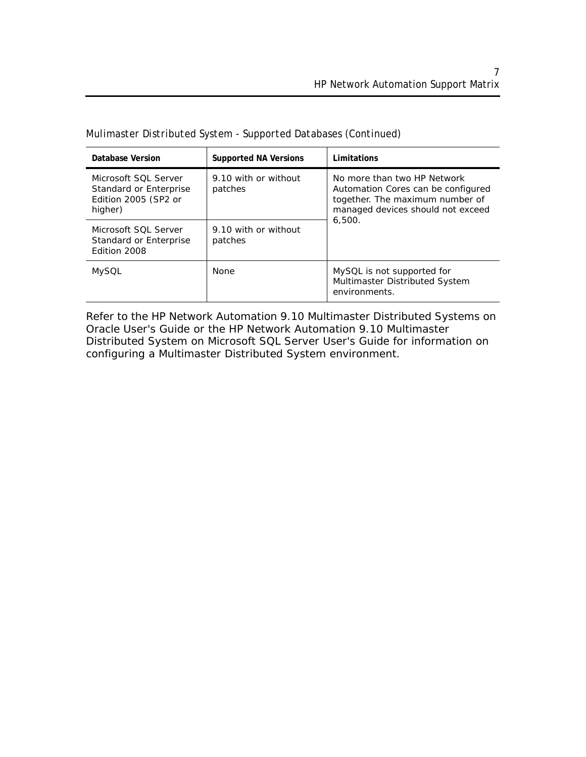*Mulimaster Distributed System - Supported Databases (Continued)*

| Database Version | Supported NA Versions | Limitations |
|---|---|---|
| Microsoft SQL Server Standard or Enterprise Edition 2005 (SP2 or higher) | 9.10 with or without patches | No more than two HP Network Automation Cores can be configured together. The maximum number of managed devices should not exceed 6,500. |
| Microsoft SQL Server Standard or Enterprise Edition 2008 | 9.10 with or without patches | |
| MySQL | None | MySQL is not supported for Multimaster Distributed System environments. |

Refer to the HP Network Automation 9.10 Multimaster Distributed Systems on Oracle User's Guide or the HP Network Automation 9.10 Multimaster Distributed System on Microsoft SQL Server User's Guide for information on configuring a Multimaster Distributed System environment.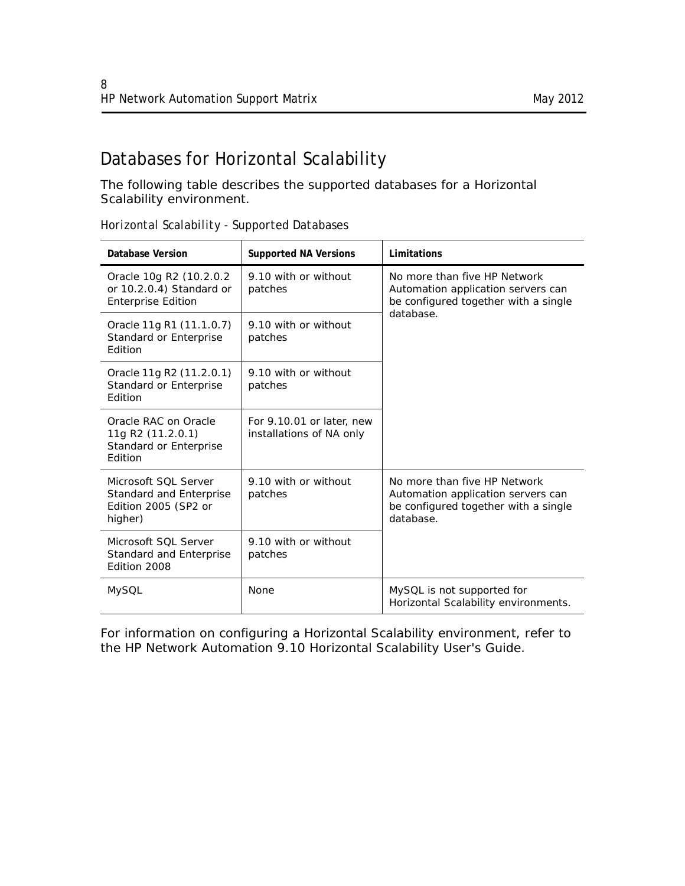## Databases for Horizontal Scalability

The following table describes the supported databases for a Horizontal Scalability environment.

*Horizontal Scalability - Supported Databases*

| Database Version | Supported NA Versions | Limitations |
| --- | --- | --- |
| Oracle 10g R2 (10.2.0.2 or 10.2.0.4) Standard or Enterprise Edition | 9.10 with or without patches | No more than five HP Network Automation application servers can be configured together with a single database. |
| Oracle 11g R1 (11.1.0.7) Standard or Enterprise Edition | 9.10 with or without patches | |
| Oracle 11g R2 (11.2.0.1) Standard or Enterprise Edition | 9.10 with or without patches | |
| Oracle RAC on Oracle 11g R2 (11.2.0.1) Standard or Enterprise Edition | For 9.10.01 or later, new installations of NA only | |
| Microsoft SQL Server Standard and Enterprise Edition 2005 (SP2 or higher) | 9.10 with or without patches | No more than five HP Network Automation application servers can be configured together with a single database. |
| Microsoft SQL Server Standard and Enterprise Edition 2008 | 9.10 with or without patches | |
| MySQL | None | MySQL is not supported for Horizontal Scalability environments. |

For information on configuring a Horizontal Scalability environment, refer to the HP Network Automation 9.10 Horizontal Scalability User's Guide.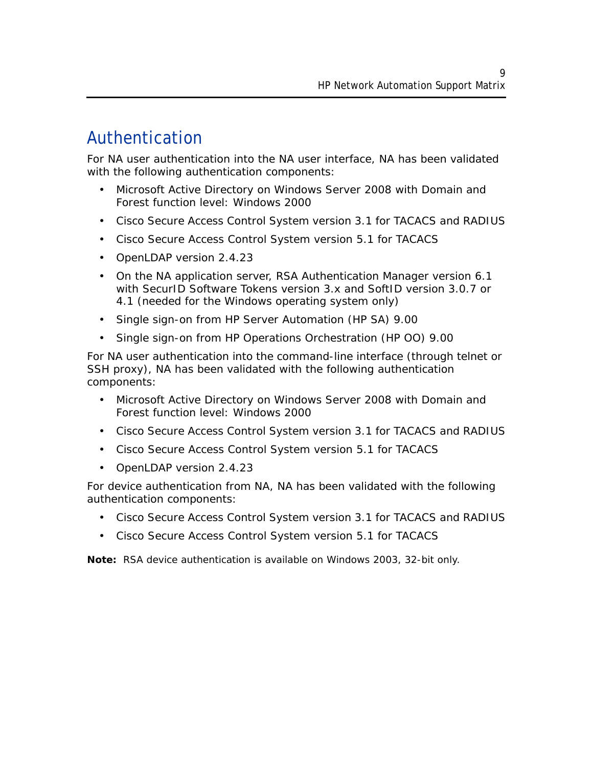# Authentication

For NA user authentication into the NA user interface, NA has been validated with the following authentication components:

- Microsoft Active Directory on Windows Server 2008 with Domain and Forest function level: Windows 2000
- Cisco Secure Access Control System version 3.1 for TACACS and RADIUS
- Cisco Secure Access Control System version 5.1 for TACACS
- OpenLDAP version 2.4.23
- On the NA application server, RSA Authentication Manager version 6.1 with SecurID Software Tokens version 3.x and SoftID version 3.0.7 or 4.1 (needed for the Windows operating system only)
- Single sign-on from HP Server Automation (HP SA) 9.00
- Single sign-on from HP Operations Orchestration (HP OO) 9.00

For NA user authentication into the command-line interface (through telnet or SSH proxy), NA has been validated with the following authentication components:

- Microsoft Active Directory on Windows Server 2008 with Domain and Forest function level: Windows 2000
- Cisco Secure Access Control System version 3.1 for TACACS and RADIUS
- Cisco Secure Access Control System version 5.1 for TACACS
- OpenLDAP version 2.4.23

For device authentication from NA, NA has been validated with the following authentication components:

- Cisco Secure Access Control System version 3.1 for TACACS and RADIUS
- Cisco Secure Access Control System version 5.1 for TACACS

**Note:** RSA device authentication is available on Windows 2003, 32-bit only.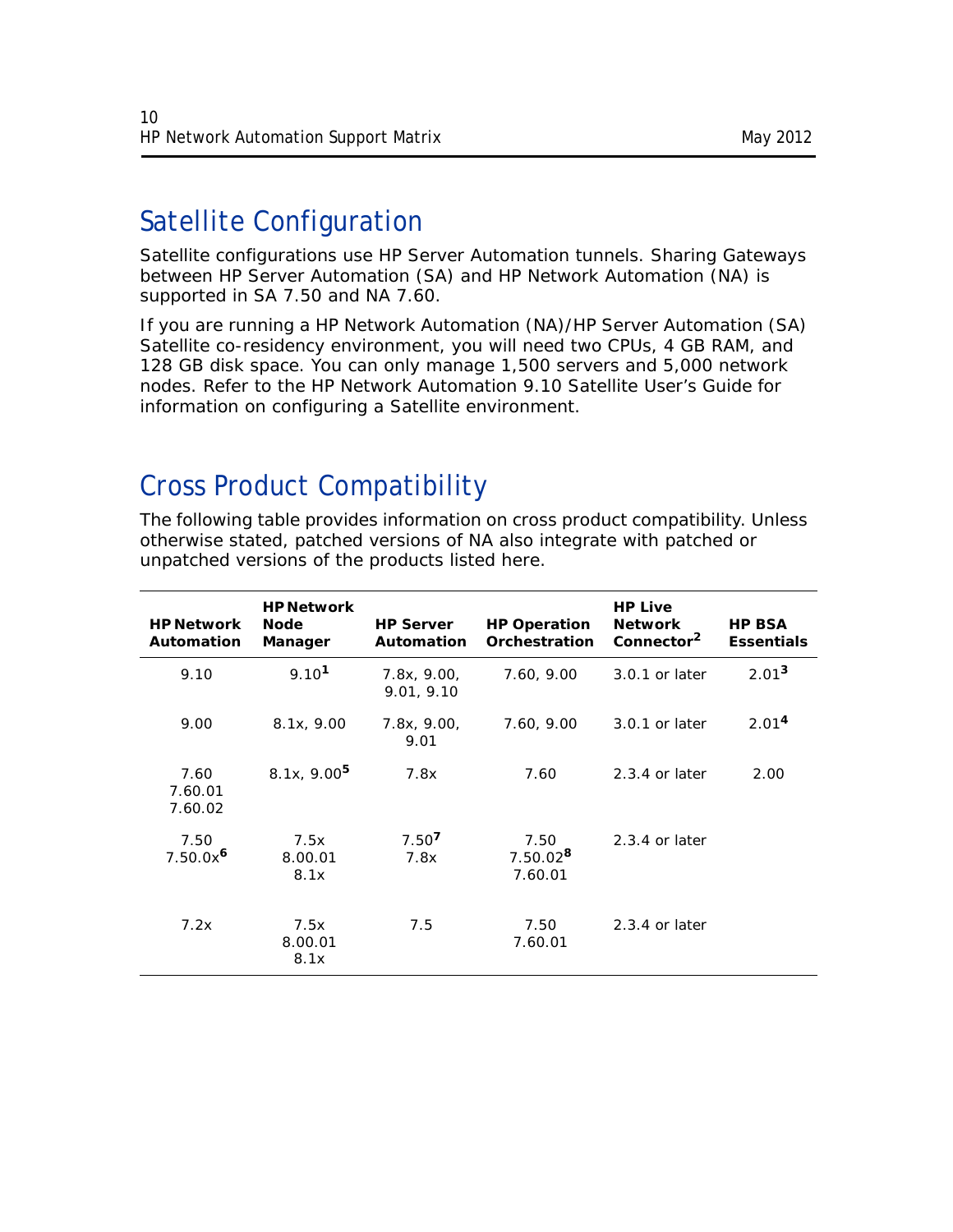## Satellite Configuration

Satellite configurations use HP Server Automation tunnels. Sharing Gateways between HP Server Automation (SA) and HP Network Automation (NA) is supported in SA 7.50 and NA 7.60.

If you are running a HP Network Automation (NA)/HP Server Automation (SA) Satellite co-residency environment, you will need two CPUs, 4 GB RAM, and 128 GB disk space. You can only manage 1,500 servers and 5,000 network nodes. Refer to the HP Network Automation 9.10 Satellite User's Guide for information on configuring a Satellite environment.

## Cross Product Compatibility

The following table provides information on cross product compatibility. Unless otherwise stated, patched versions of NA also integrate with patched or unpatched versions of the products listed here.

| HP Network Automation | HP Network Node Manager | HP Server Automation | HP Operation Orchestration | HP Live Network Connector[2] | HP BSA Essentials |
|---|---|---|---|---|---|
| 9.10 | 9.10[1] | 7.8x, 9.00, 9.01, 9.10 | 7.60, 9.00 | 3.0.1 or later | 2.01[3] |
| 9.00 | 8.1x, 9.00 | 7.8x, 9.00, 9.01 | 7.60, 9.00 | 3.0.1 or later | 2.01[4] |
| 7.60<br>7.60.01<br>7.60.02 | 8.1x, 9.00[5] | 7.8x | 7.60 | 2.3.4 or later | 2.00 |
| 7.50<br>7.50.0x[6] | 7.5x<br>8.00.01<br>8.1x | 7.50[7]<br>7.8x | 7.50<br>7.50.02[8]<br>7.60.01 | 2.3.4 or later | |
| 7.2x | 7.5x<br>8.00.01<br>8.1x | 7.5 | 7.50<br>7.60.01 | 2.3.4 or later | |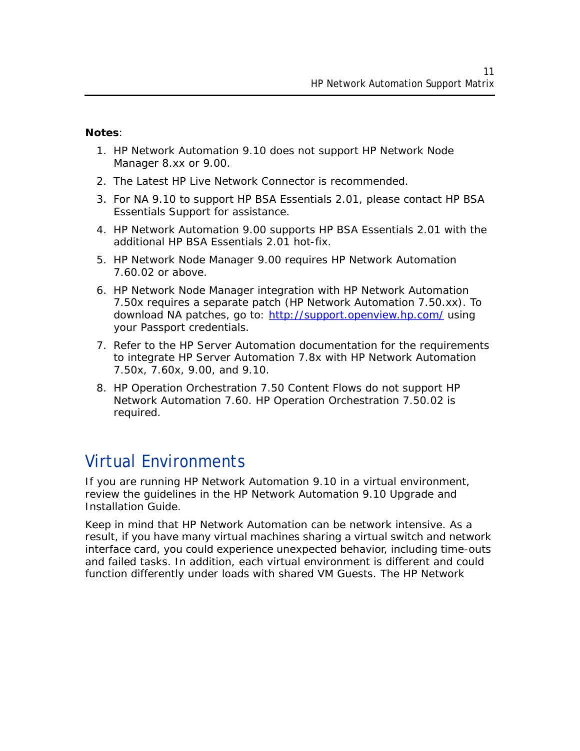**Notes**:

1. HP Network Automation 9.10 does not support HP Network Node Manager 8.xx or 9.00.
2. The Latest HP Live Network Connector is recommended.
3. For NA 9.10 to support HP BSA Essentials 2.01, please contact HP BSA Essentials Support for assistance.
4. HP Network Automation 9.00 supports HP BSA Essentials 2.01 with the additional HP BSA Essentials 2.01 hot-fix.
5. HP Network Node Manager 9.00 requires HP Network Automation 7.60.02 or above.
6. HP Network Node Manager integration with HP Network Automation 7.50x requires a separate patch (HP Network Automation 7.50.xx). To download NA patches, go to: http://support.openview.hp.com/ using your Passport credentials.
7. Refer to the HP Server Automation documentation for the requirements to integrate HP Server Automation 7.8x with HP Network Automation 7.50x, 7.60x, 9.00, and 9.10.
8. HP Operation Orchestration 7.50 Content Flows do not support HP Network Automation 7.60. HP Operation Orchestration 7.50.02 is required.

## Virtual Environments

If you are running HP Network Automation 9.10 in a virtual environment, review the guidelines in the HP Network Automation 9.10 Upgrade and Installation Guide.

Keep in mind that HP Network Automation can be network intensive. As a result, if you have many virtual machines sharing a virtual switch and network interface card, you could experience unexpected behavior, including time-outs and failed tasks. In addition, each virtual environment is different and could function differently under loads with shared VM Guests. The HP Network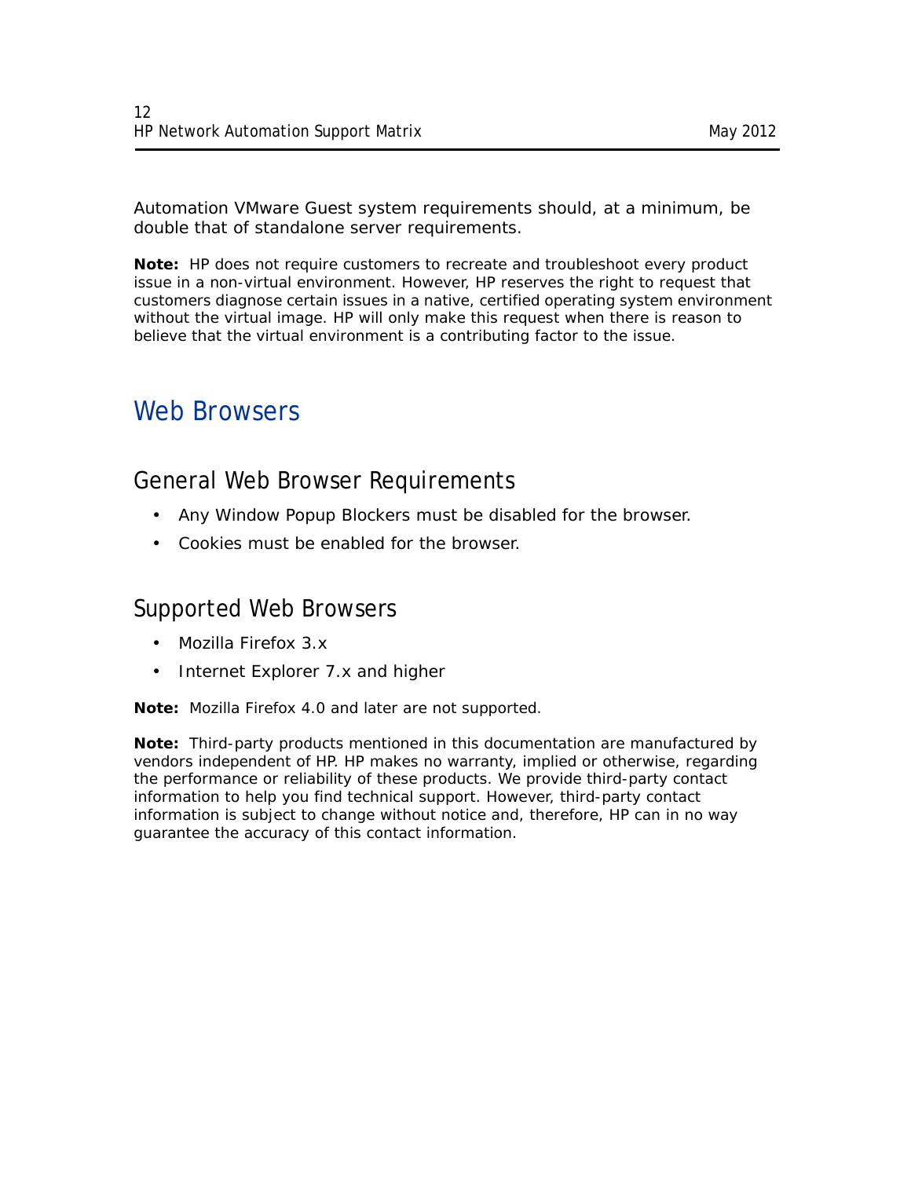Automation VMware Guest system requirements should, at a minimum, be double that of standalone server requirements.

**Note:** HP does not require customers to recreate and troubleshoot every product issue in a non-virtual environment. However, HP reserves the right to request that customers diagnose certain issues in a native, certified operating system environment without the virtual image. HP will only make this request when there is reason to believe that the virtual environment is a contributing factor to the issue.

# Web Browsers

## General Web Browser Requirements

- Any Window Popup Blockers must be disabled for the browser.
- Cookies must be enabled for the browser.

## Supported Web Browsers

- Mozilla Firefox 3.x
- Internet Explorer 7.x and higher

**Note:** Mozilla Firefox 4.0 and later are not supported.

**Note:** Third-party products mentioned in this documentation are manufactured by vendors independent of HP. HP makes no warranty, implied or otherwise, regarding the performance or reliability of these products. We provide third-party contact information to help you find technical support. However, third-party contact information is subject to change without notice and, therefore, HP can in no way guarantee the accuracy of this contact information.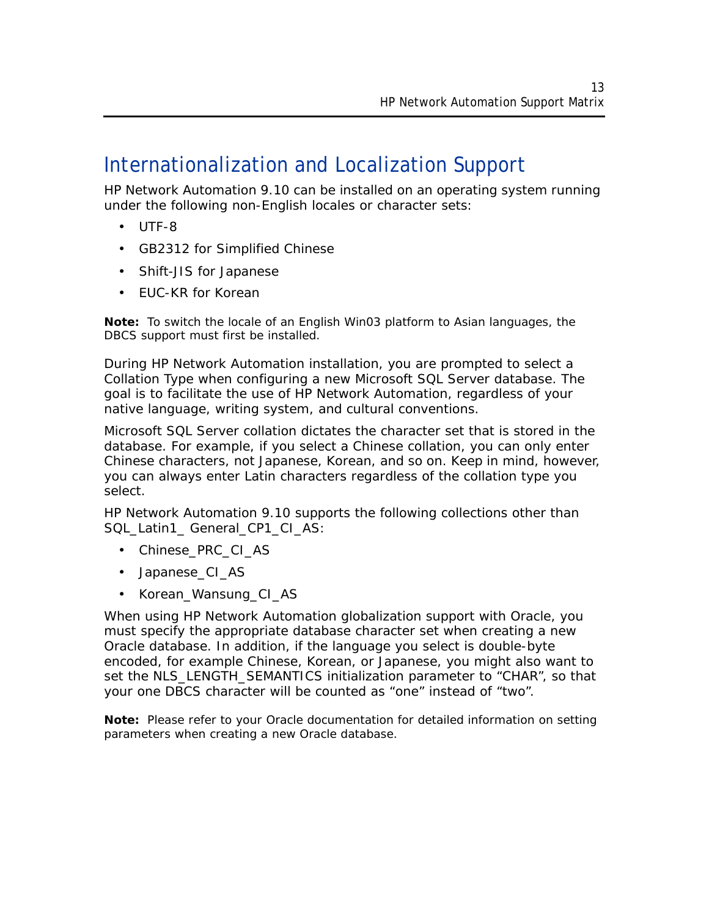# Internationalization and Localization Support

HP Network Automation 9.10 can be installed on an operating system running under the following non-English locales or character sets:

- UTF-8
- GB2312 for Simplified Chinese
- Shift-JIS for Japanese
- EUC-KR for Korean

**Note:** To switch the locale of an English Win03 platform to Asian languages, the DBCS support must first be installed.

During HP Network Automation installation, you are prompted to select a Collation Type when configuring a new Microsoft SQL Server database. The goal is to facilitate the use of HP Network Automation, regardless of your native language, writing system, and cultural conventions.

Microsoft SQL Server collation dictates the character set that is stored in the database. For example, if you select a Chinese collation, you can only enter Chinese characters, not Japanese, Korean, and so on. Keep in mind, however, you can always enter Latin characters regardless of the collation type you select.

HP Network Automation 9.10 supports the following collections other than SQL_Latin1_ General_CP1_CI_AS:

- Chinese_PRC_CI_AS
- Japanese_CI_AS
- Korean_Wansung_CI_AS

When using HP Network Automation globalization support with Oracle, you must specify the appropriate database character set when creating a new Oracle database. In addition, if the language you select is double-byte encoded, for example Chinese, Korean, or Japanese, you might also want to set the NLS_LENGTH_SEMANTICS initialization parameter to "CHAR", so that your one DBCS character will be counted as "one" instead of "two".

**Note:** Please refer to your Oracle documentation for detailed information on setting parameters when creating a new Oracle database.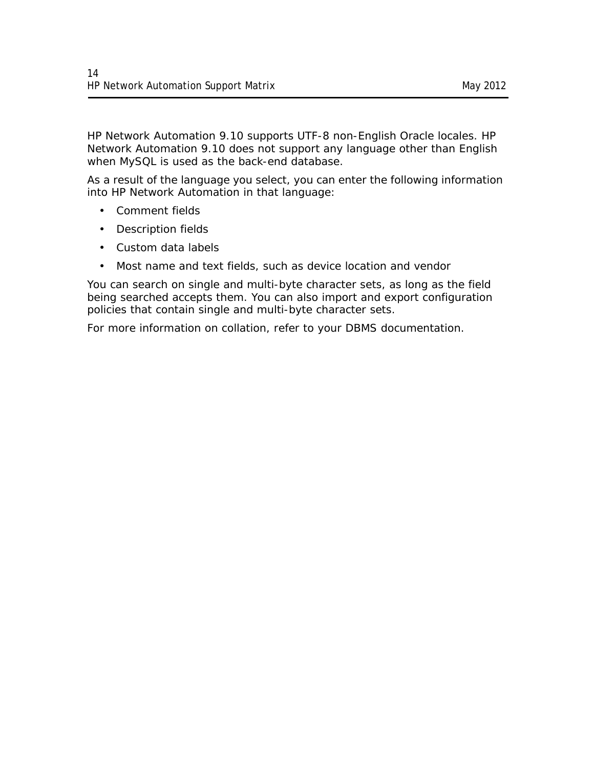HP Network Automation 9.10 supports UTF-8 non-English Oracle locales. HP Network Automation 9.10 does not support any language other than English when MySQL is used as the back-end database.

As a result of the language you select, you can enter the following information into HP Network Automation in that language:

- Comment fields
- Description fields
- Custom data labels
- Most name and text fields, such as device location and vendor

You can search on single and multi-byte character sets, as long as the field being searched accepts them. You can also import and export configuration policies that contain single and multi-byte character sets.

For more information on collation, refer to your DBMS documentation.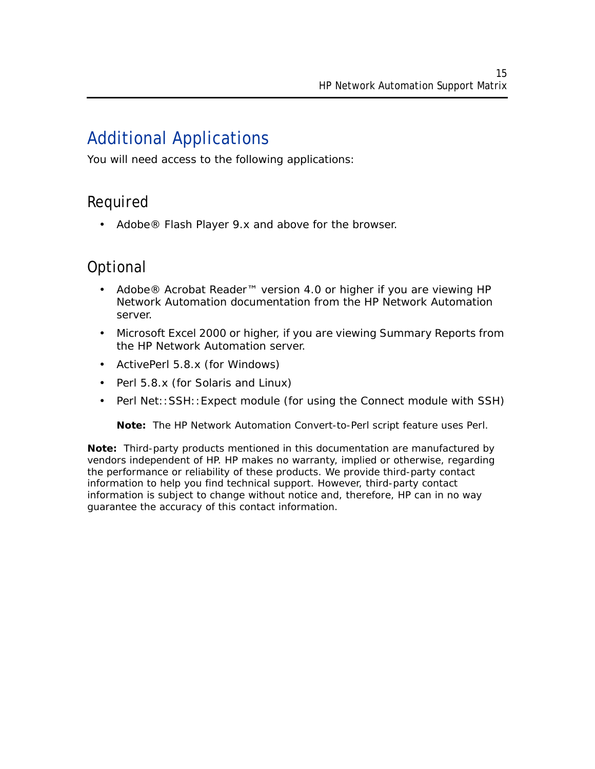# Additional Applications

You will need access to the following applications:

## Required

- Adobe® Flash Player 9.x and above for the browser.

## Optional

- Adobe® Acrobat Reader™ version 4.0 or higher if you are viewing HP Network Automation documentation from the HP Network Automation server.
- Microsoft Excel 2000 or higher, if you are viewing Summary Reports from the HP Network Automation server.
- ActivePerl 5.8.x (for Windows)
- Perl 5.8.x (for Solaris and Linux)
- Perl Net::SSH::Expect module (for using the Connect module with SSH)

  **Note:** The HP Network Automation Convert-to-Perl script feature uses Perl.

**Note:** Third-party products mentioned in this documentation are manufactured by vendors independent of HP. HP makes no warranty, implied or otherwise, regarding the performance or reliability of these products. We provide third-party contact information to help you find technical support. However, third-party contact information is subject to change without notice and, therefore, HP can in no way guarantee the accuracy of this contact information.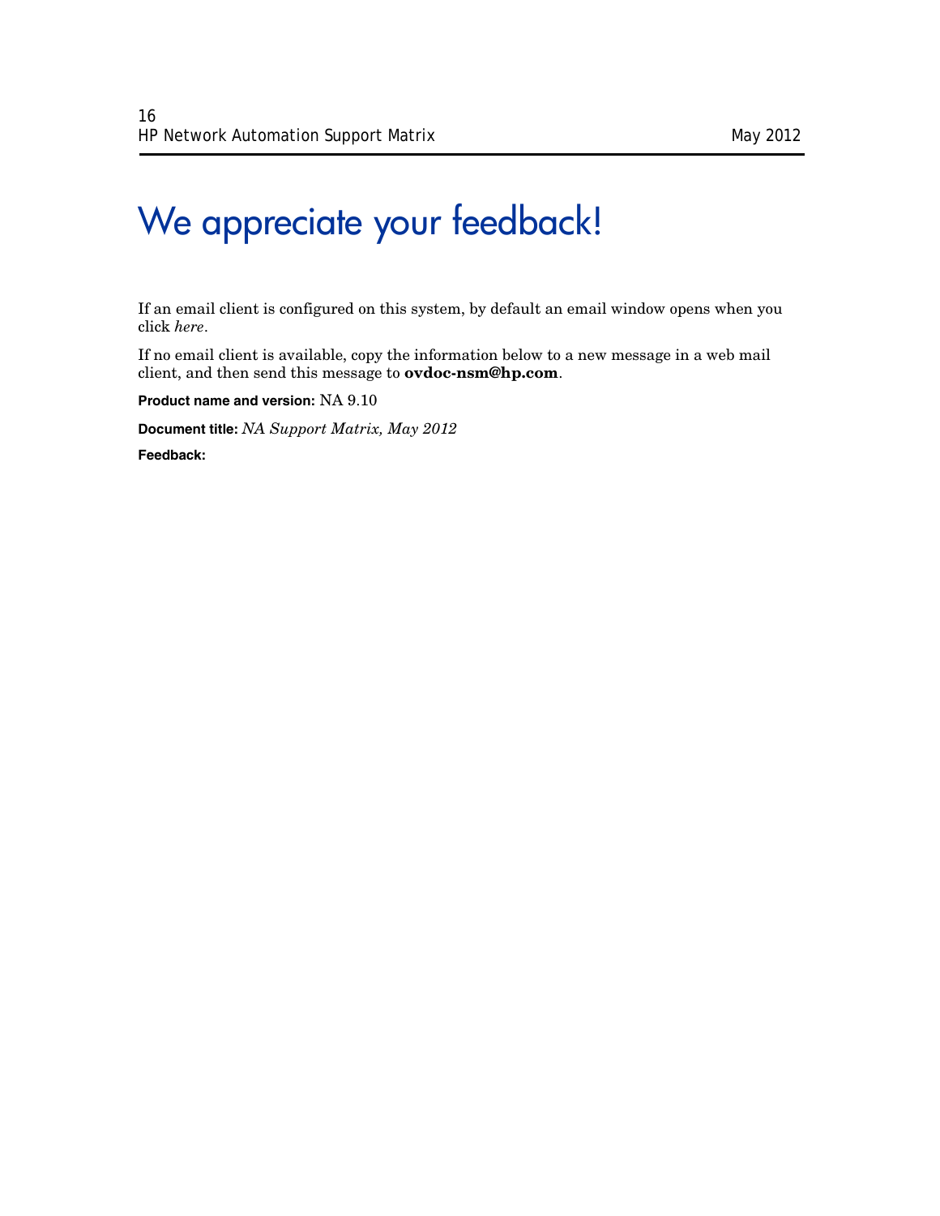# We appreciate your feedback!

If an email client is configured on this system, by default an email window opens when you click *here*.

If no email client is available, copy the information below to a new message in a web mail client, and then send this message to **ovdoc-nsm@hp.com**.

**Product name and version:** NA 9.10

**Document title:** *NA Support Matrix, May 2012*

**Feedback:**